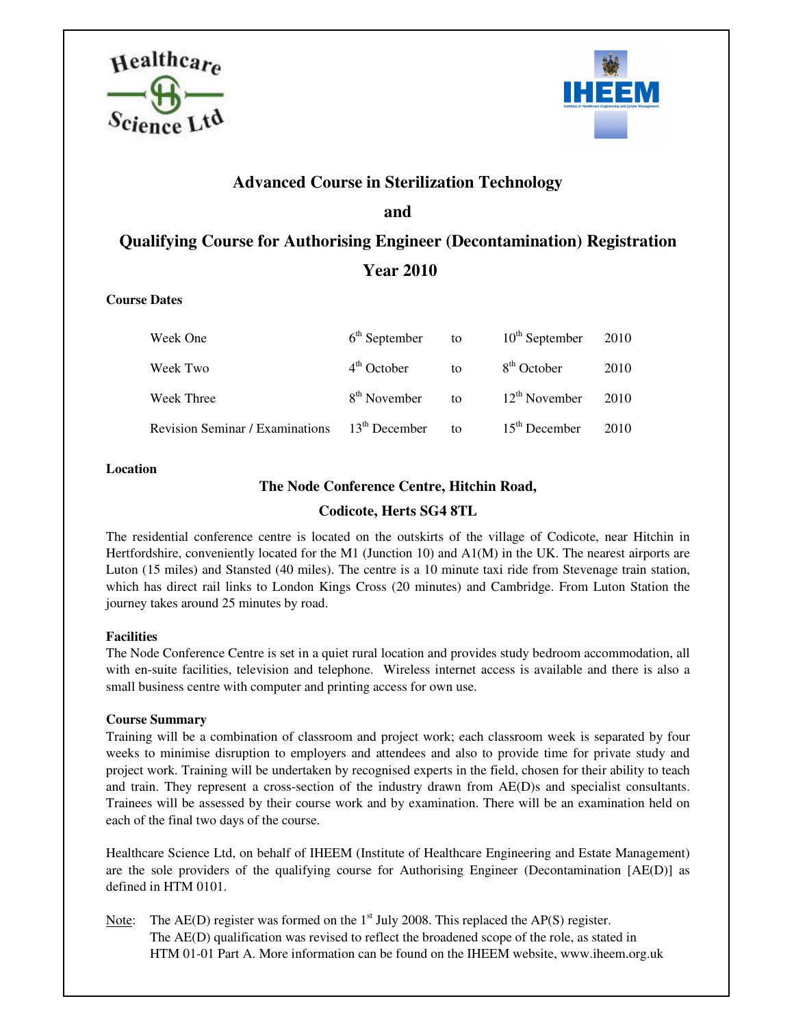# Advanced Course in Sterilization Technology

# and

# Qualifying Course for Authorising Engineer (Decontamination) Registration

# Year 2010

**Course Dates**

| | | | | |
|---|---|---|---|---|
| Week One | 6th September | to | 10th September | 2010 |
| Week Two | 4th October | to | 8th October | 2010 |
| Week Three | 8th November | to | 12th November | 2010 |
| Revision Seminar / Examinations | 13th December | to | 15th December | 2010 |

**Location**

**The Node Conference Centre, Hitchin Road,**

**Codicote, Herts SG4 8TL**

The residential conference centre is located on the outskirts of the village of Codicote, near Hitchin in Hertfordshire, conveniently located for the M1 (Junction 10) and A1(M) in the UK. The nearest airports are Luton (15 miles) and Stansted (40 miles). The centre is a 10 minute taxi ride from Stevenage train station, which has direct rail links to London Kings Cross (20 minutes) and Cambridge. From Luton Station the journey takes around 25 minutes by road.

**Facilities**

The Node Conference Centre is set in a quiet rural location and provides study bedroom accommodation, all with en-suite facilities, television and telephone. Wireless internet access is available and there is also a small business centre with computer and printing access for own use.

**Course Summary**

Training will be a combination of classroom and project work; each classroom week is separated by four weeks to minimise disruption to employers and attendees and also to provide time for private study and project work. Training will be undertaken by recognised experts in the field, chosen for their ability to teach and train. They represent a cross-section of the industry drawn from AE(D)s and specialist consultants. Trainees will be assessed by their course work and by examination. There will be an examination held on each of the final two days of the course.

Healthcare Science Ltd, on behalf of IHEEM (Institute of Healthcare Engineering and Estate Management) are the sole providers of the qualifying course for Authorising Engineer (Decontamination [AE(D)] as defined in HTM 0101.

Note: The AE(D) register was formed on the 1st July 2008. This replaced the AP(S) register. The AE(D) qualification was revised to reflect the broadened scope of the role, as stated in HTM 01-01 Part A. More information can be found on the IHEEM website, www.iheem.org.uk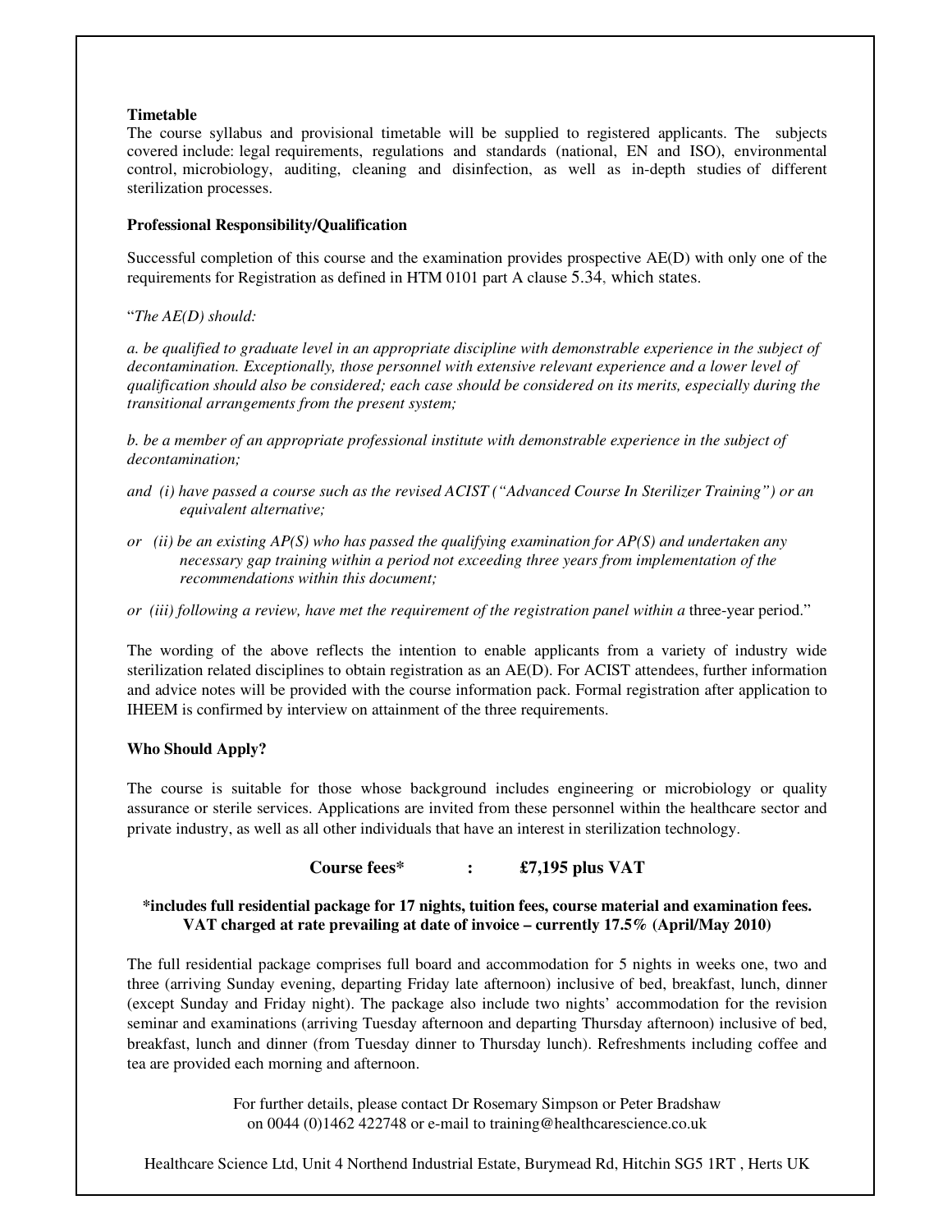**Timetable**

The course syllabus and provisional timetable will be supplied to registered applicants. The subjects covered include: legal requirements, regulations and standards (national, EN and ISO), environmental control, microbiology, auditing, cleaning and disinfection, as well as in-depth studies of different sterilization processes.

**Professional Responsibility/Qualification**

Successful completion of this course and the examination provides prospective AE(D) with only one of the requirements for Registration as defined in HTM 0101 part A clause 5.34, which states.

"*The AE(D) should:*

*a. be qualified to graduate level in an appropriate discipline with demonstrable experience in the subject of decontamination. Exceptionally, those personnel with extensive relevant experience and a lower level of qualification should also be considered; each case should be considered on its merits, especially during the transitional arrangements from the present system;*

*b. be a member of an appropriate professional institute with demonstrable experience in the subject of decontamination;*

*and (i) have passed a course such as the revised ACIST ("Advanced Course In Sterilizer Training") or an equivalent alternative;*

*or (ii) be an existing AP(S) who has passed the qualifying examination for AP(S) and undertaken any necessary gap training within a period not exceeding three years from implementation of the recommendations within this document;*

*or (iii) following a review, have met the requirement of the registration panel within a* three-year period."

The wording of the above reflects the intention to enable applicants from a variety of industry wide sterilization related disciplines to obtain registration as an AE(D). For ACIST attendees, further information and advice notes will be provided with the course information pack. Formal registration after application to IHEEM is confirmed by interview on attainment of the three requirements.

**Who Should Apply?**

The course is suitable for those whose background includes engineering or microbiology or quality assurance or sterile services. Applications are invited from these personnel within the healthcare sector and private industry, as well as all other individuals that have an interest in sterilization technology.

**Course fees\* : £7,195 plus VAT**

**\*includes full residential package for 17 nights, tuition fees, course material and examination fees. VAT charged at rate prevailing at date of invoice – currently 17.5% (April/May 2010)**

The full residential package comprises full board and accommodation for 5 nights in weeks one, two and three (arriving Sunday evening, departing Friday late afternoon) inclusive of bed, breakfast, lunch, dinner (except Sunday and Friday night). The package also include two nights' accommodation for the revision seminar and examinations (arriving Tuesday afternoon and departing Thursday afternoon) inclusive of bed, breakfast, lunch and dinner (from Tuesday dinner to Thursday lunch). Refreshments including coffee and tea are provided each morning and afternoon.

For further details, please contact Dr Rosemary Simpson or Peter Bradshaw on 0044 (0)1462 422748 or e-mail to training@healthcarescience.co.uk

Healthcare Science Ltd, Unit 4 Northend Industrial Estate, Burymead Rd, Hitchin SG5 1RT , Herts UK